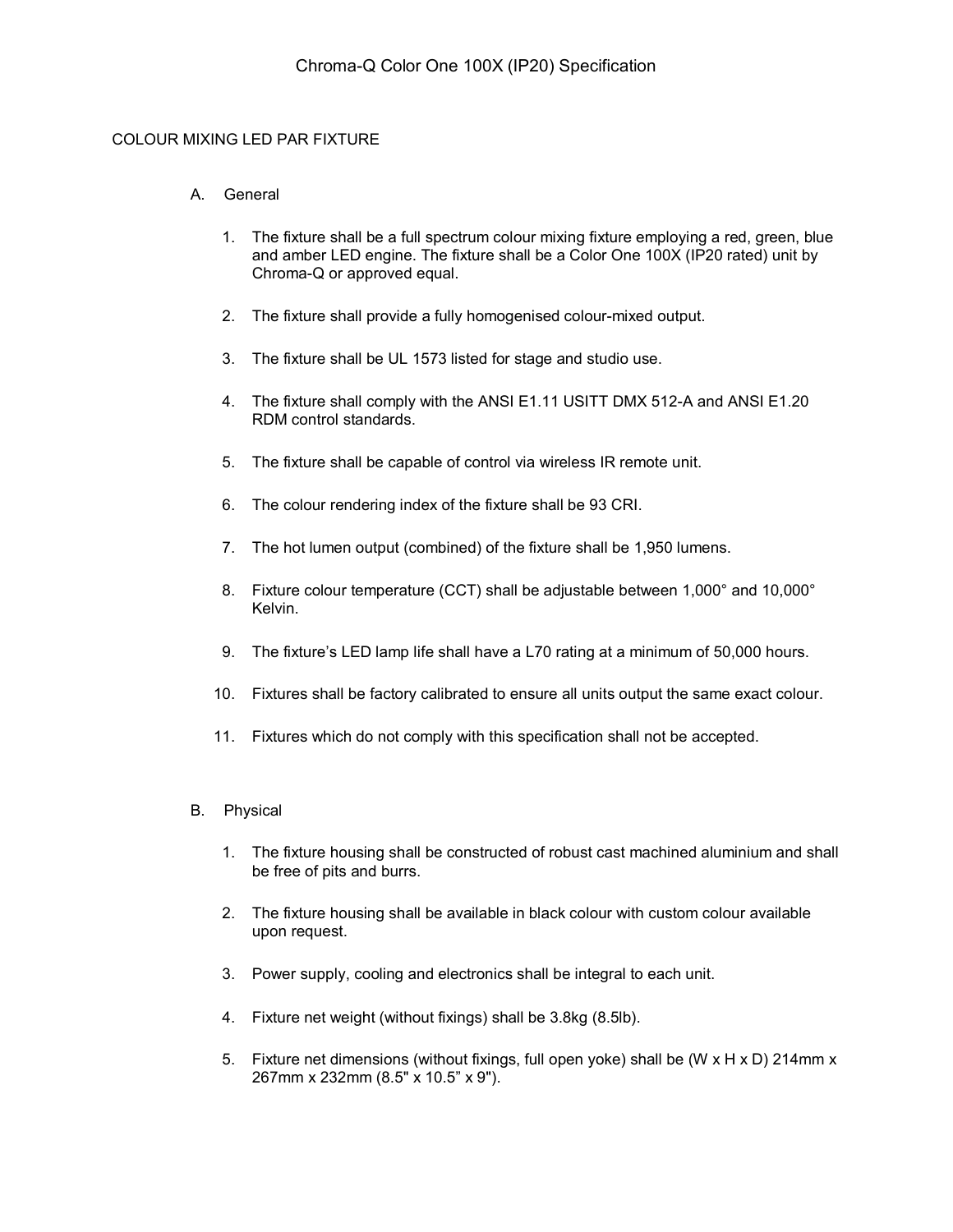# Chroma-Q Color One 100X (IP20) Specification

## COLOUR MIXING LED PAR FIXTURE

### A. General

1. The fixture shall be a full spectrum colour mixing fixture employing a red, green, blue and amber LED engine. The fixture shall be a Color One 100X (IP20 rated) unit by Chroma-Q or approved equal.

2. The fixture shall provide a fully homogenised colour-mixed output.

3. The fixture shall be UL 1573 listed for stage and studio use.

4. The fixture shall comply with the ANSI E1.11 USITT DMX 512-A and ANSI E1.20 RDM control standards.

5. The fixture shall be capable of control via wireless IR remote unit.

6. The colour rendering index of the fixture shall be 93 CRI.

7. The hot lumen output (combined) of the fixture shall be 1,950 lumens.

8. Fixture colour temperature (CCT) shall be adjustable between 1,000° and 10,000° Kelvin.

9. The fixture's LED lamp life shall have a L70 rating at a minimum of 50,000 hours.

10. Fixtures shall be factory calibrated to ensure all units output the same exact colour.

11. Fixtures which do not comply with this specification shall not be accepted.

### B. Physical

1. The fixture housing shall be constructed of robust cast machined aluminium and shall be free of pits and burrs.

2. The fixture housing shall be available in black colour with custom colour available upon request.

3. Power supply, cooling and electronics shall be integral to each unit.

4. Fixture net weight (without fixings) shall be 3.8kg (8.5lb).

5. Fixture net dimensions (without fixings, full open yoke) shall be (W x H x D) 214mm x 267mm x 232mm (8.5" x 10.5" x 9").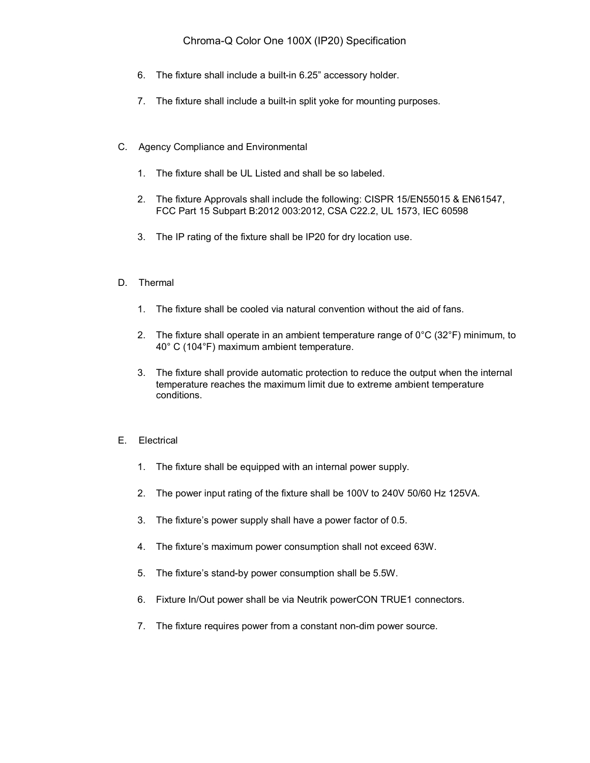6. The fixture shall include a built-in 6.25" accessory holder.

7. The fixture shall include a built-in split yoke for mounting purposes.

C. Agency Compliance and Environmental

1. The fixture shall be UL Listed and shall be so labeled.

2. The fixture Approvals shall include the following: CISPR 15/EN55015 & EN61547, FCC Part 15 Subpart B:2012 003:2012, CSA C22.2, UL 1573, IEC 60598

3. The IP rating of the fixture shall be IP20 for dry location use.

D. Thermal

1. The fixture shall be cooled via natural convention without the aid of fans.

2. The fixture shall operate in an ambient temperature range of 0°C (32°F) minimum, to 40° C (104°F) maximum ambient temperature.

3. The fixture shall provide automatic protection to reduce the output when the internal temperature reaches the maximum limit due to extreme ambient temperature conditions.

E. Electrical

1. The fixture shall be equipped with an internal power supply.

2. The power input rating of the fixture shall be 100V to 240V 50/60 Hz 125VA.

3. The fixture's power supply shall have a power factor of 0.5.

4. The fixture's maximum power consumption shall not exceed 63W.

5. The fixture's stand-by power consumption shall be 5.5W.

6. Fixture In/Out power shall be via Neutrik powerCON TRUE1 connectors.

7. The fixture requires power from a constant non-dim power source.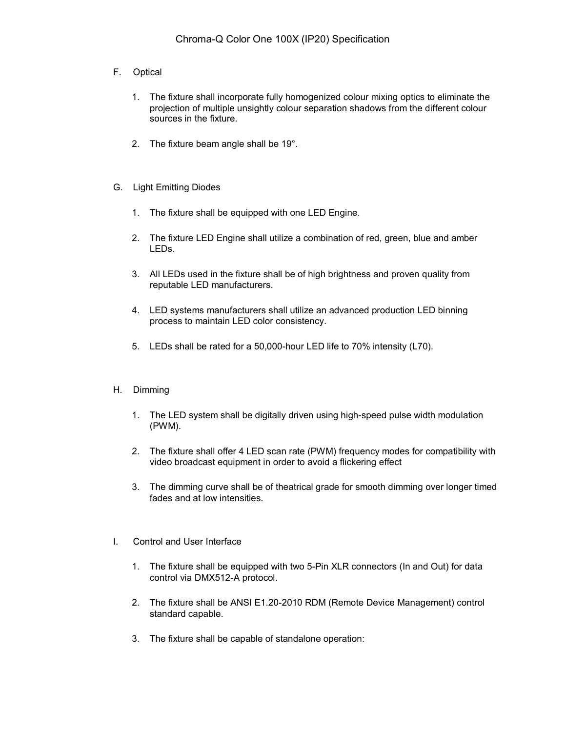F. Optical

1. The fixture shall incorporate fully homogenized colour mixing optics to eliminate the projection of multiple unsightly colour separation shadows from the different colour sources in the fixture.

2. The fixture beam angle shall be 19°.

G. Light Emitting Diodes

1. The fixture shall be equipped with one LED Engine.

2. The fixture LED Engine shall utilize a combination of red, green, blue and amber LEDs.

3. All LEDs used in the fixture shall be of high brightness and proven quality from reputable LED manufacturers.

4. LED systems manufacturers shall utilize an advanced production LED binning process to maintain LED color consistency.

5. LEDs shall be rated for a 50,000-hour LED life to 70% intensity (L70).

H. Dimming

1. The LED system shall be digitally driven using high-speed pulse width modulation (PWM).

2. The fixture shall offer 4 LED scan rate (PWM) frequency modes for compatibility with video broadcast equipment in order to avoid a flickering effect

3. The dimming curve shall be of theatrical grade for smooth dimming over longer timed fades and at low intensities.

I. Control and User Interface

1. The fixture shall be equipped with two 5-Pin XLR connectors (In and Out) for data control via DMX512-A protocol.

2. The fixture shall be ANSI E1.20-2010 RDM (Remote Device Management) control standard capable.

3. The fixture shall be capable of standalone operation: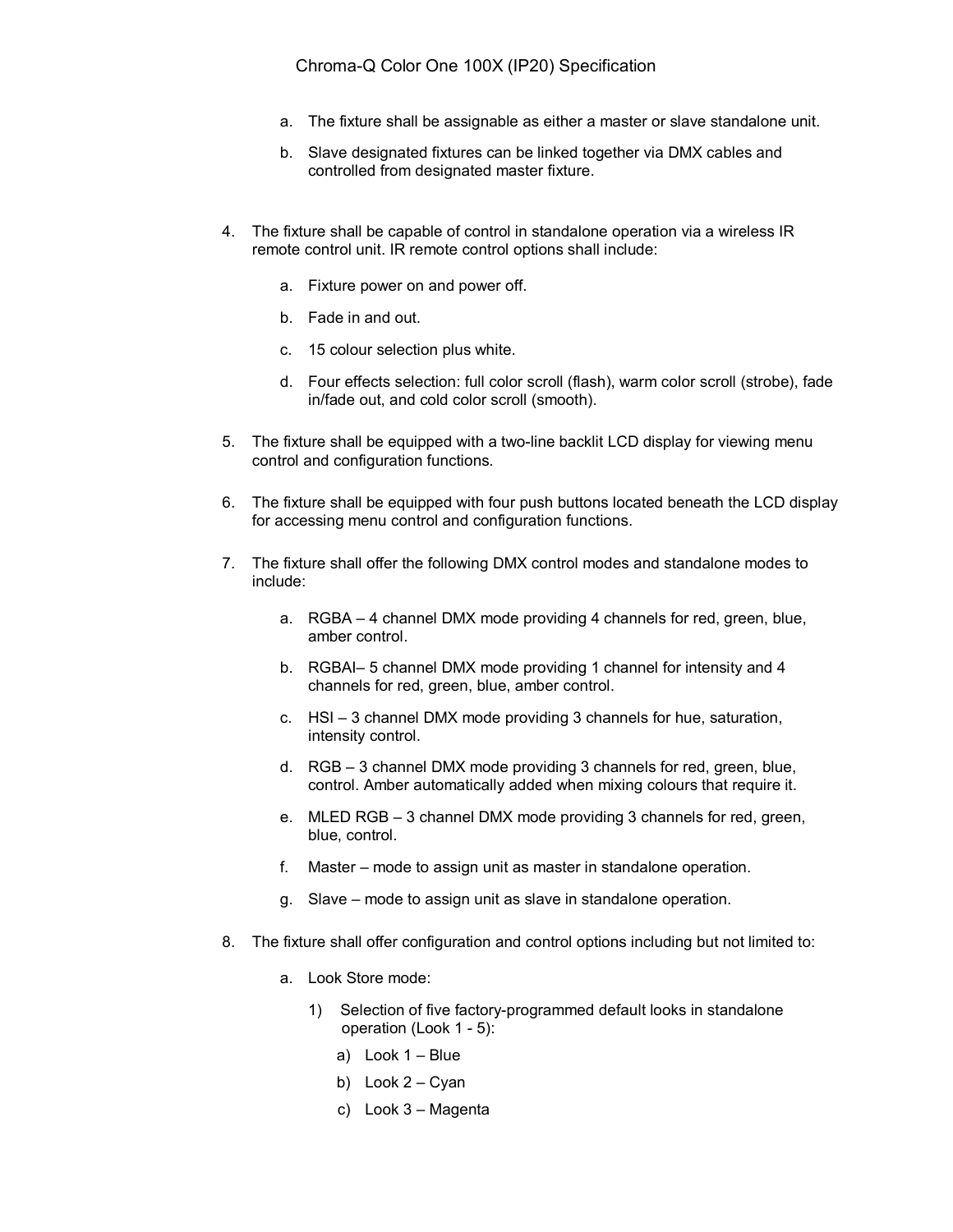a. The fixture shall be assignable as either a master or slave standalone unit.

b. Slave designated fixtures can be linked together via DMX cables and controlled from designated master fixture.

4. The fixture shall be capable of control in standalone operation via a wireless IR remote control unit. IR remote control options shall include:

   a. Fixture power on and power off.

   b. Fade in and out.

   c. 15 colour selection plus white.

   d. Four effects selection: full color scroll (flash), warm color scroll (strobe), fade in/fade out, and cold color scroll (smooth).

5. The fixture shall be equipped with a two-line backlit LCD display for viewing menu control and configuration functions.

6. The fixture shall be equipped with four push buttons located beneath the LCD display for accessing menu control and configuration functions.

7. The fixture shall offer the following DMX control modes and standalone modes to include:

   a. RGBA – 4 channel DMX mode providing 4 channels for red, green, blue, amber control.

   b. RGBAI– 5 channel DMX mode providing 1 channel for intensity and 4 channels for red, green, blue, amber control.

   c. HSI – 3 channel DMX mode providing 3 channels for hue, saturation, intensity control.

   d. RGB – 3 channel DMX mode providing 3 channels for red, green, blue, control. Amber automatically added when mixing colours that require it.

   e. MLED RGB – 3 channel DMX mode providing 3 channels for red, green, blue, control.

   f. Master – mode to assign unit as master in standalone operation.

   g. Slave – mode to assign unit as slave in standalone operation.

8. The fixture shall offer configuration and control options including but not limited to:

   a. Look Store mode:

      1) Selection of five factory-programmed default looks in standalone operation (Look 1 - 5):

         a) Look 1 – Blue

         b) Look 2 – Cyan

         c) Look 3 – Magenta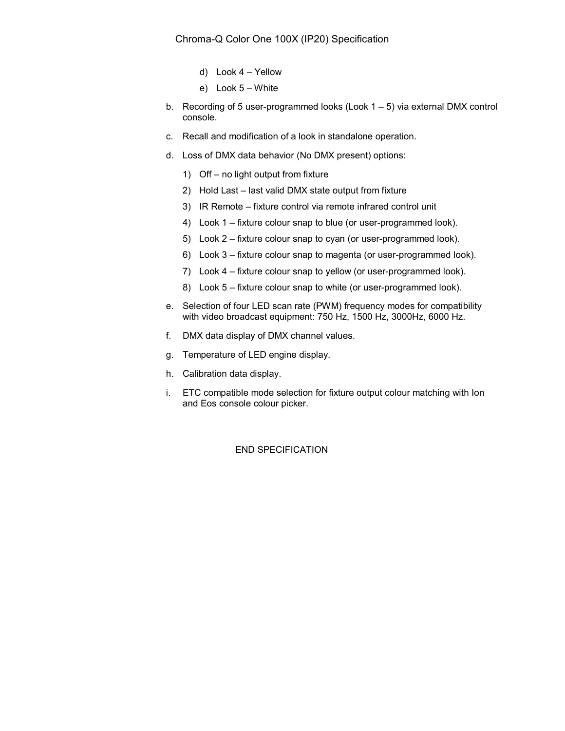d) Look 4 – Yellow

e) Look 5 – White

b. Recording of 5 user-programmed looks (Look 1 – 5) via external DMX control console.

c. Recall and modification of a look in standalone operation.

d. Loss of DMX data behavior (No DMX present) options:

1) Off – no light output from fixture

2) Hold Last – last valid DMX state output from fixture

3) IR Remote – fixture control via remote infrared control unit

4) Look 1 – fixture colour snap to blue (or user-programmed look).

5) Look 2 – fixture colour snap to cyan (or user-programmed look).

6) Look 3 – fixture colour snap to magenta (or user-programmed look).

7) Look 4 – fixture colour snap to yellow (or user-programmed look).

8) Look 5 – fixture colour snap to white (or user-programmed look).

e. Selection of four LED scan rate (PWM) frequency modes for compatibility with video broadcast equipment: 750 Hz, 1500 Hz, 3000Hz, 6000 Hz.

f. DMX data display of DMX channel values.

g. Temperature of LED engine display.

h. Calibration data display.

i. ETC compatible mode selection for fixture output colour matching with Ion and Eos console colour picker.

END SPECIFICATION